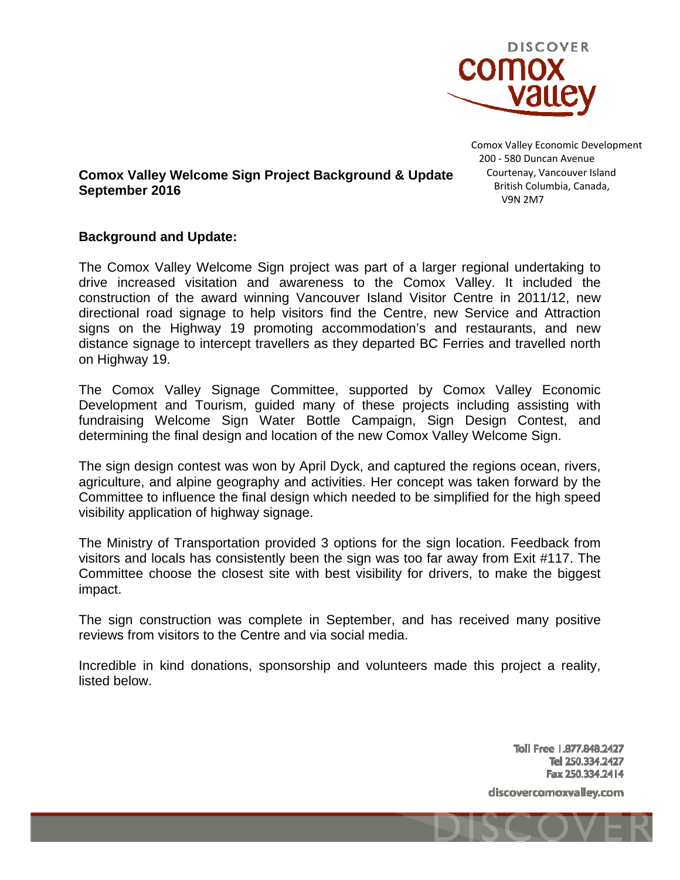Comox Valley Economic Development
200 - 580 Duncan Avenue
Courtenay, Vancouver Island
British Columbia, Canada,
V9N 2M7

**Comox Valley Welcome Sign Project Background & Update**
**September 2016**

## Background and Update:

The Comox Valley Welcome Sign project was part of a larger regional undertaking to drive increased visitation and awareness to the Comox Valley. It included the construction of the award winning Vancouver Island Visitor Centre in 2011/12, new directional road signage to help visitors find the Centre, new Service and Attraction signs on the Highway 19 promoting accommodation's and restaurants, and new distance signage to intercept travellers as they departed BC Ferries and travelled north on Highway 19.

The Comox Valley Signage Committee, supported by Comox Valley Economic Development and Tourism, guided many of these projects including assisting with fundraising Welcome Sign Water Bottle Campaign, Sign Design Contest, and determining the final design and location of the new Comox Valley Welcome Sign.

The sign design contest was won by April Dyck, and captured the regions ocean, rivers, agriculture, and alpine geography and activities. Her concept was taken forward by the Committee to influence the final design which needed to be simplified for the high speed visibility application of highway signage.

The Ministry of Transportation provided 3 options for the sign location. Feedback from visitors and locals has consistently been the sign was too far away from Exit #117. The Committee choose the closest site with best visibility for drivers, to make the biggest impact.

The sign construction was complete in September, and has received many positive reviews from visitors to the Centre and via social media.

Incredible in kind donations, sponsorship and volunteers made this project a reality, listed below.

Toll Free 1.877.848.2427
Tel 250.334.2427
Fax 250.334.2414

discovercomoxvalley.com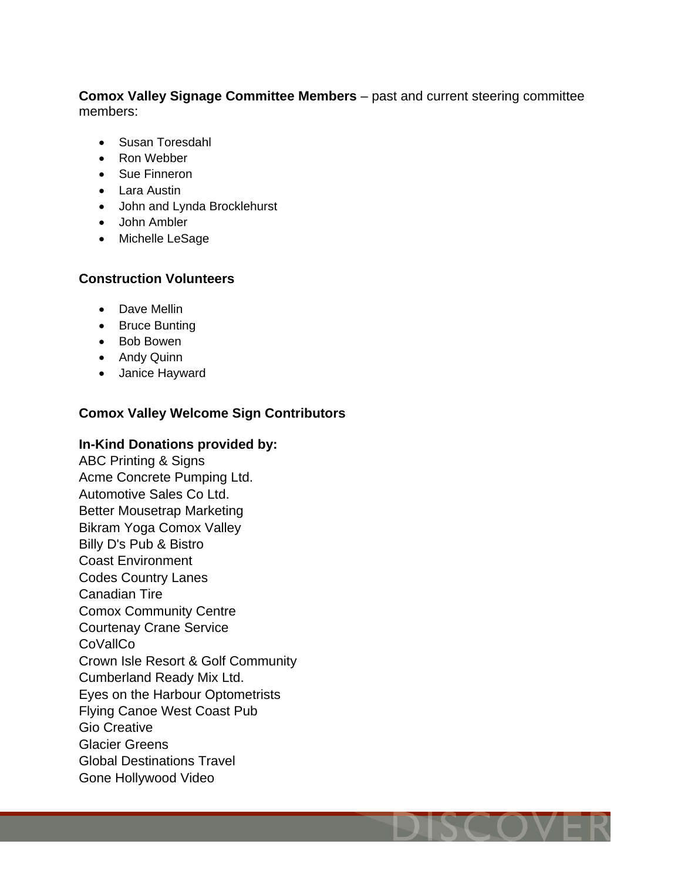**Comox Valley Signage Committee Members** – past and current steering committee members:

- Susan Toresdahl
- Ron Webber
- Sue Finneron
- Lara Austin
- John and Lynda Brocklehurst
- John Ambler
- Michelle LeSage

**Construction Volunteers**

- Dave Mellin
- Bruce Bunting
- Bob Bowen
- Andy Quinn
- Janice Hayward

**Comox Valley Welcome Sign Contributors**

**In-Kind Donations provided by:**

ABC Printing & Signs
Acme Concrete Pumping Ltd.
Automotive Sales Co Ltd.
Better Mousetrap Marketing
Bikram Yoga Comox Valley
Billy D's Pub & Bistro
Coast Environment
Codes Country Lanes
Canadian Tire
Comox Community Centre
Courtenay Crane Service
CoVallCo
Crown Isle Resort & Golf Community
Cumberland Ready Mix Ltd.
Eyes on the Harbour Optometrists
Flying Canoe West Coast Pub
Gio Creative
Glacier Greens
Global Destinations Travel
Gone Hollywood Video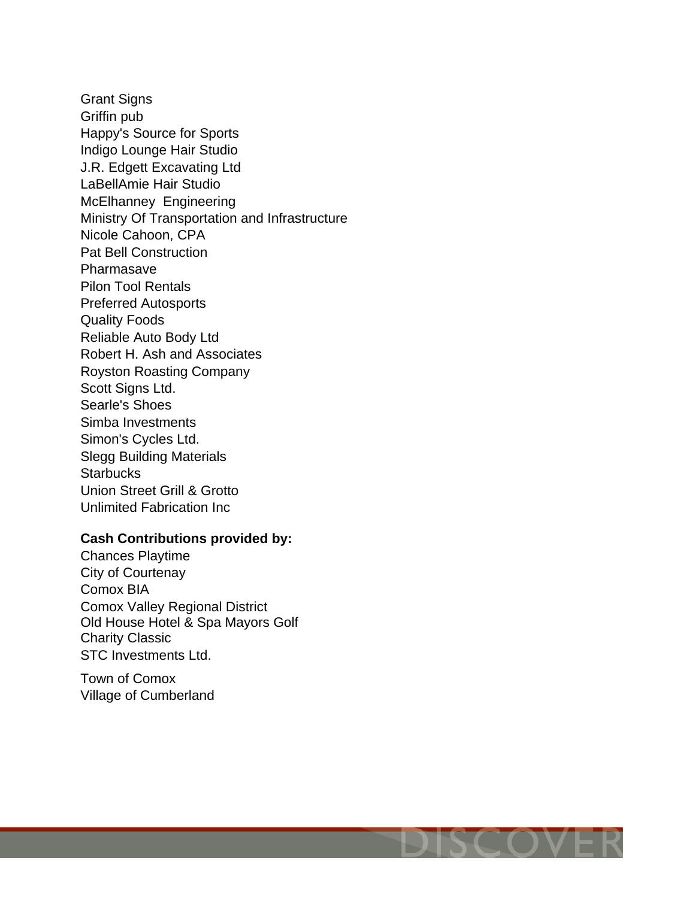Grant Signs
Griffin pub
Happy's Source for Sports
Indigo Lounge Hair Studio
J.R. Edgett Excavating Ltd
LaBellAmie Hair Studio
McElhanney Engineering
Ministry Of Transportation and Infrastructure
Nicole Cahoon, CPA
Pat Bell Construction
Pharmasave
Pilon Tool Rentals
Preferred Autosports
Quality Foods
Reliable Auto Body Ltd
Robert H. Ash and Associates
Royston Roasting Company
Scott Signs Ltd.
Searle's Shoes
Simba Investments
Simon's Cycles Ltd.
Slegg Building Materials
Starbucks
Union Street Grill & Grotto
Unlimited Fabrication Inc

**Cash Contributions provided by:**

Chances Playtime
City of Courtenay
Comox BIA
Comox Valley Regional District
Old House Hotel & Spa Mayors Golf Charity Classic
STC Investments Ltd.

Town of Comox
Village of Cumberland